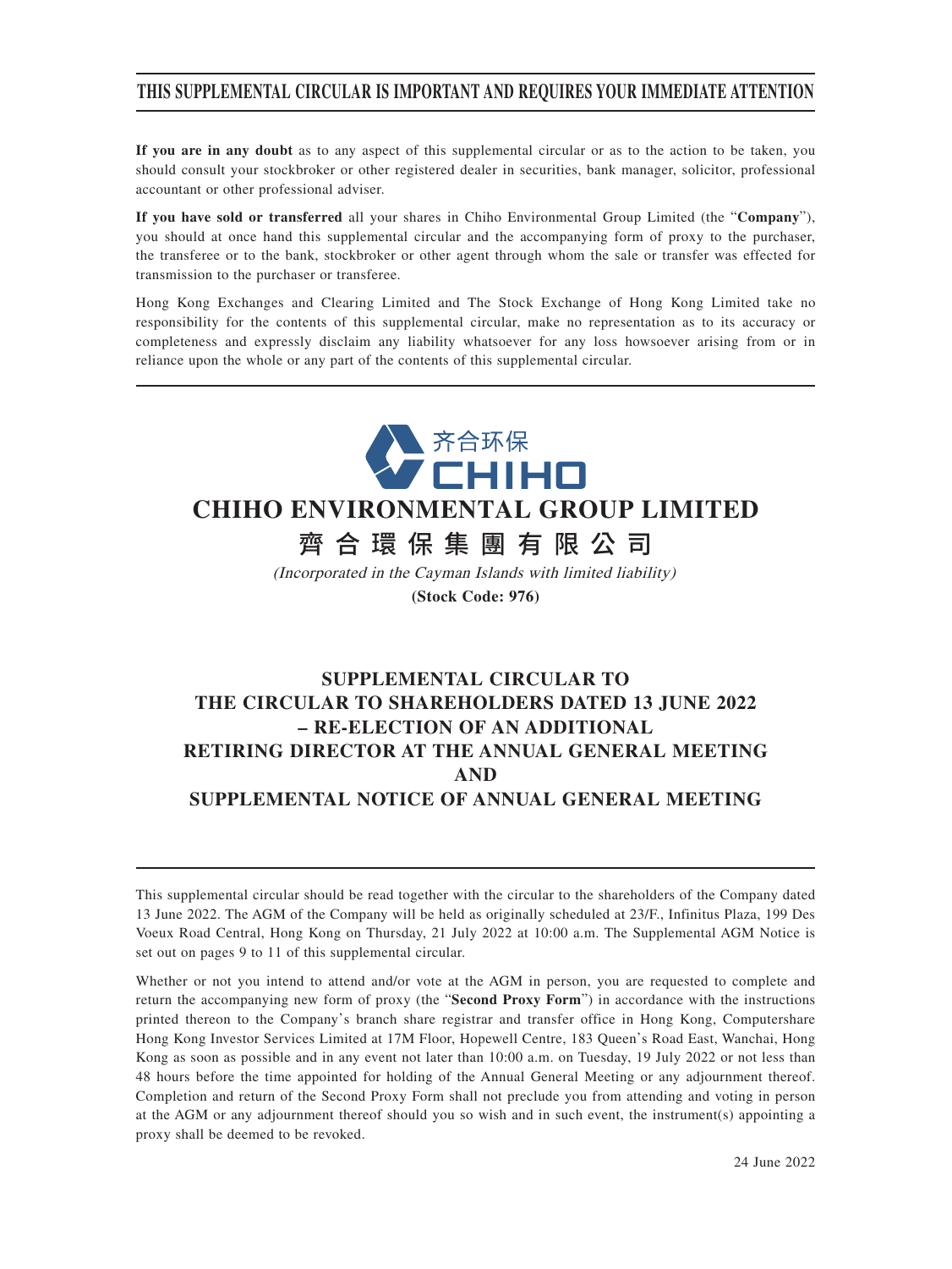# THIS SUPPLEMENTAL CIRCULAR IS IMPORTANT AND REQUIRES YOUR IMMEDIATE ATTENTION

**If you are in any doubt** as to any aspect of this supplemental circular or as to the action to be taken, you should consult your stockbroker or other registered dealer in securities, bank manager, solicitor, professional accountant or other professional adviser.

**If you have sold or transferred** all your shares in Chiho Environmental Group Limited (the "**Company**"), you should at once hand this supplemental circular and the accompanying form of proxy to the purchaser, the transferee or to the bank, stockbroker or other agent through whom the sale or transfer was effected for transmission to the purchaser or transferee.

Hong Kong Exchanges and Clearing Limited and The Stock Exchange of Hong Kong Limited take no responsibility for the contents of this supplemental circular, make no representation as to its accuracy or completeness and expressly disclaim any liability whatsoever for any loss howsoever arising from or in reliance upon the whole or any part of the contents of this supplemental circular.

齐合环保
CHIHO

## CHIHO ENVIRONMENTAL GROUP LIMITED

## 齊合環保集團有限公司

*(Incorporated in the Cayman Islands with limited liability)*

**(Stock Code: 976)**

## SUPPLEMENTAL CIRCULAR TO THE CIRCULAR TO SHAREHOLDERS DATED 13 JUNE 2022 – RE-ELECTION OF AN ADDITIONAL RETIRING DIRECTOR AT THE ANNUAL GENERAL MEETING AND SUPPLEMENTAL NOTICE OF ANNUAL GENERAL MEETING

This supplemental circular should be read together with the circular to the shareholders of the Company dated 13 June 2022. The AGM of the Company will be held as originally scheduled at 23/F., Infinitus Plaza, 199 Des Voeux Road Central, Hong Kong on Thursday, 21 July 2022 at 10:00 a.m. The Supplemental AGM Notice is set out on pages 9 to 11 of this supplemental circular.

Whether or not you intend to attend and/or vote at the AGM in person, you are requested to complete and return the accompanying new form of proxy (the "**Second Proxy Form**") in accordance with the instructions printed thereon to the Company's branch share registrar and transfer office in Hong Kong, Computershare Hong Kong Investor Services Limited at 17M Floor, Hopewell Centre, 183 Queen's Road East, Wanchai, Hong Kong as soon as possible and in any event not later than 10:00 a.m. on Tuesday, 19 July 2022 or not less than 48 hours before the time appointed for holding of the Annual General Meeting or any adjournment thereof. Completion and return of the Second Proxy Form shall not preclude you from attending and voting in person at the AGM or any adjournment thereof should you so wish and in such event, the instrument(s) appointing a proxy shall be deemed to be revoked.

24 June 2022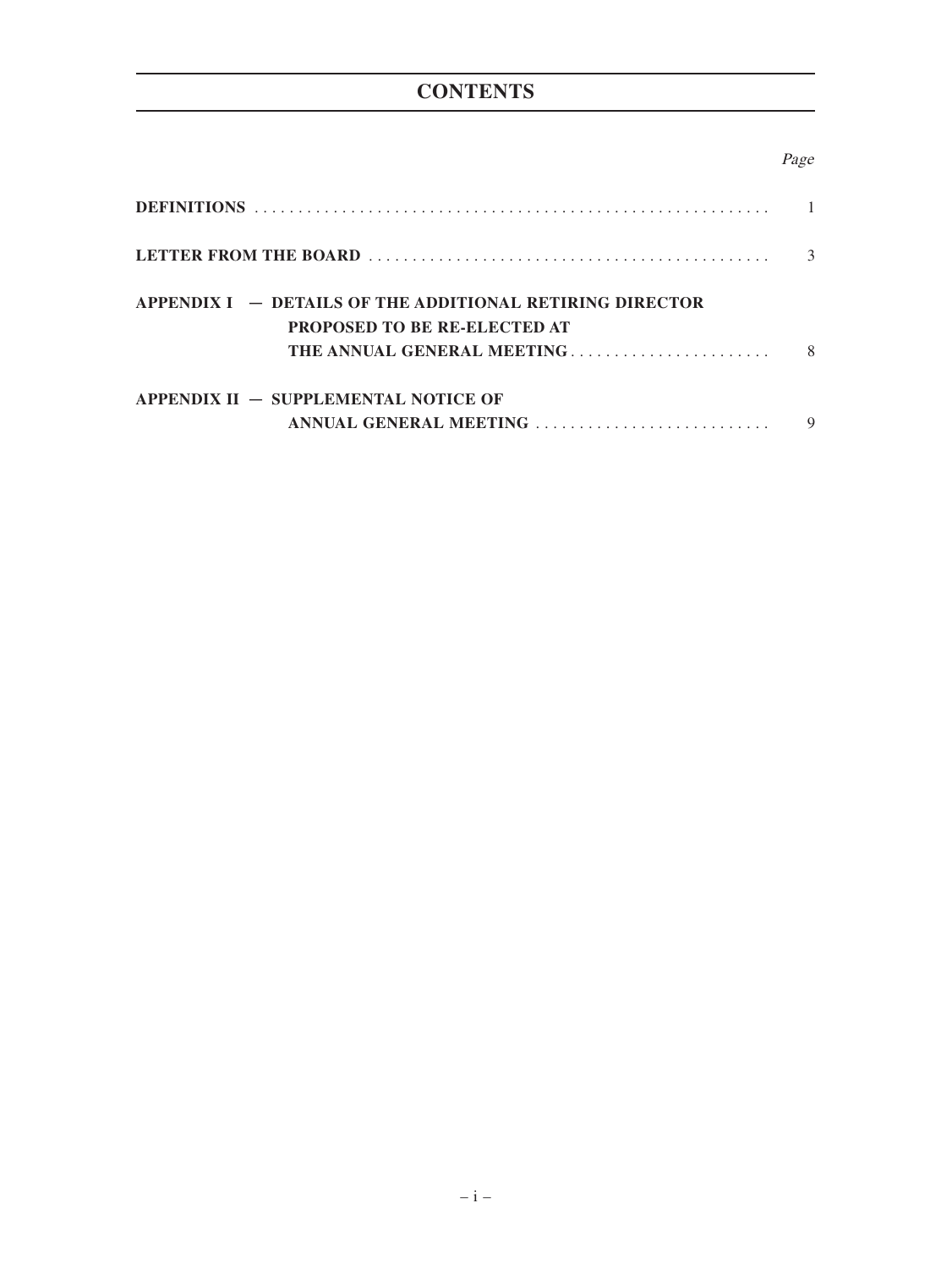# CONTENTS

| | Page |
|---|---|
| **DEFINITIONS** | 1 |
| **LETTER FROM THE BOARD** | 3 |
| **APPENDIX I — DETAILS OF THE ADDITIONAL RETIRING DIRECTOR PROPOSED TO BE RE-ELECTED AT THE ANNUAL GENERAL MEETING** | 8 |
| **APPENDIX II — SUPPLEMENTAL NOTICE OF ANNUAL GENERAL MEETING** | 9 |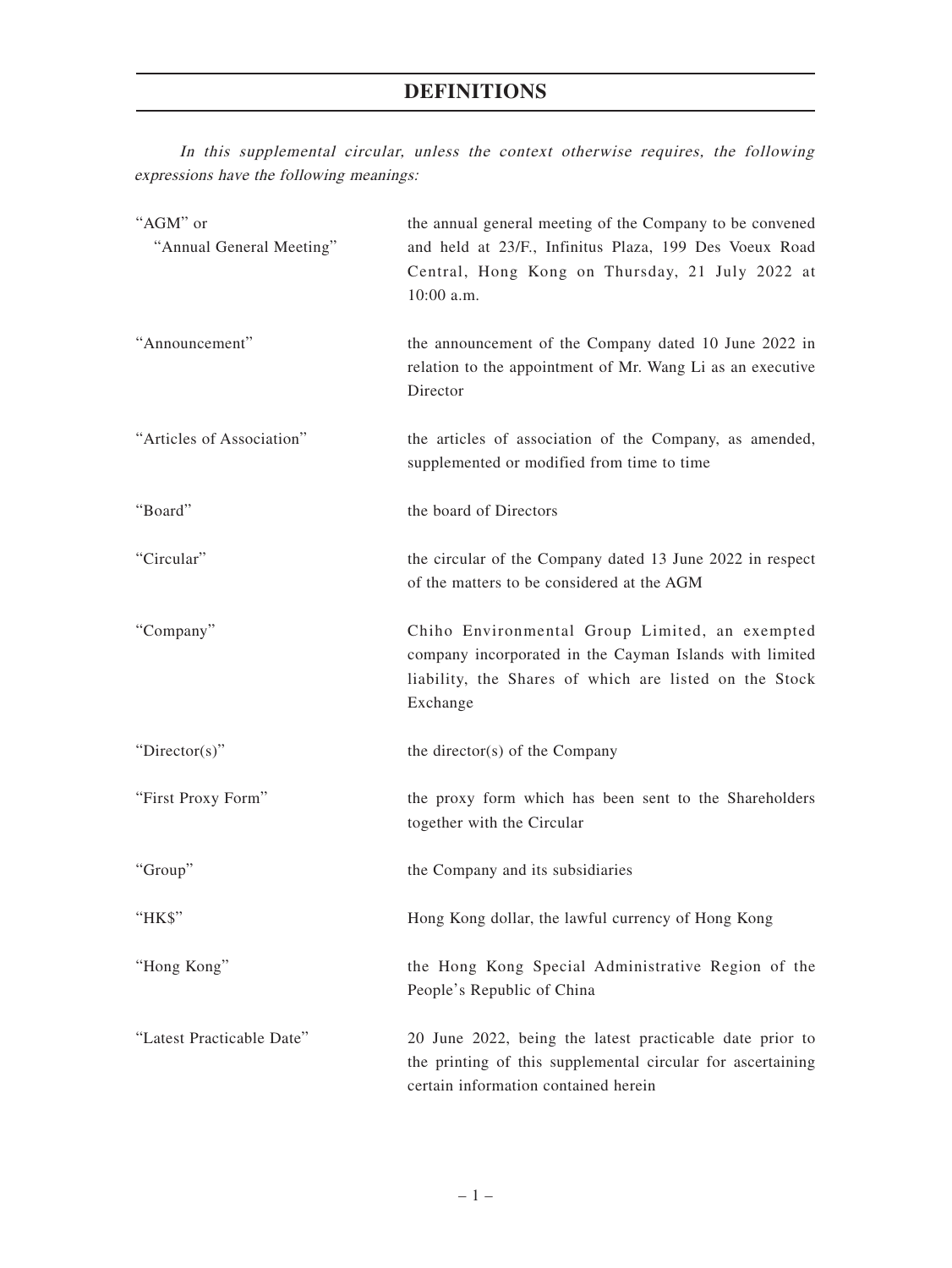# DEFINITIONS

*In this supplemental circular, unless the context otherwise requires, the following expressions have the following meanings:*

| | |
|---|---|
| "AGM" or "Annual General Meeting" | the annual general meeting of the Company to be convened and held at 23/F., Infinitus Plaza, 199 Des Voeux Road Central, Hong Kong on Thursday, 21 July 2022 at 10:00 a.m. |
| "Announcement" | the announcement of the Company dated 10 June 2022 in relation to the appointment of Mr. Wang Li as an executive Director |
| "Articles of Association" | the articles of association of the Company, as amended, supplemented or modified from time to time |
| "Board" | the board of Directors |
| "Circular" | the circular of the Company dated 13 June 2022 in respect of the matters to be considered at the AGM |
| "Company" | Chiho Environmental Group Limited, an exempted company incorporated in the Cayman Islands with limited liability, the Shares of which are listed on the Stock Exchange |
| "Director(s)" | the director(s) of the Company |
| "First Proxy Form" | the proxy form which has been sent to the Shareholders together with the Circular |
| "Group" | the Company and its subsidiaries |
| "HK$" | Hong Kong dollar, the lawful currency of Hong Kong |
| "Hong Kong" | the Hong Kong Special Administrative Region of the People's Republic of China |
| "Latest Practicable Date" | 20 June 2022, being the latest practicable date prior to the printing of this supplemental circular for ascertaining certain information contained herein |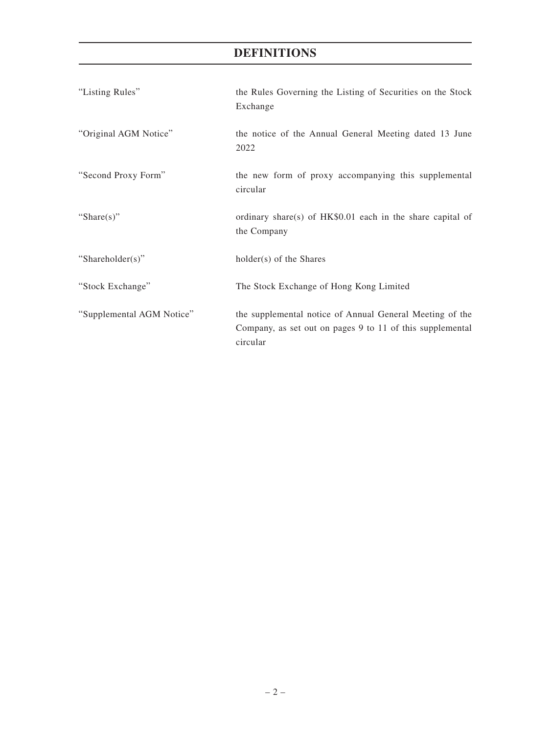# DEFINITIONS

| | |
|---|---|
| "Listing Rules" | the Rules Governing the Listing of Securities on the Stock Exchange |
| "Original AGM Notice" | the notice of the Annual General Meeting dated 13 June 2022 |
| "Second Proxy Form" | the new form of proxy accompanying this supplemental circular |
| "Share(s)" | ordinary share(s) of HK$0.01 each in the share capital of the Company |
| "Shareholder(s)" | holder(s) of the Shares |
| "Stock Exchange" | The Stock Exchange of Hong Kong Limited |
| "Supplemental AGM Notice" | the supplemental notice of Annual General Meeting of the Company, as set out on pages 9 to 11 of this supplemental circular |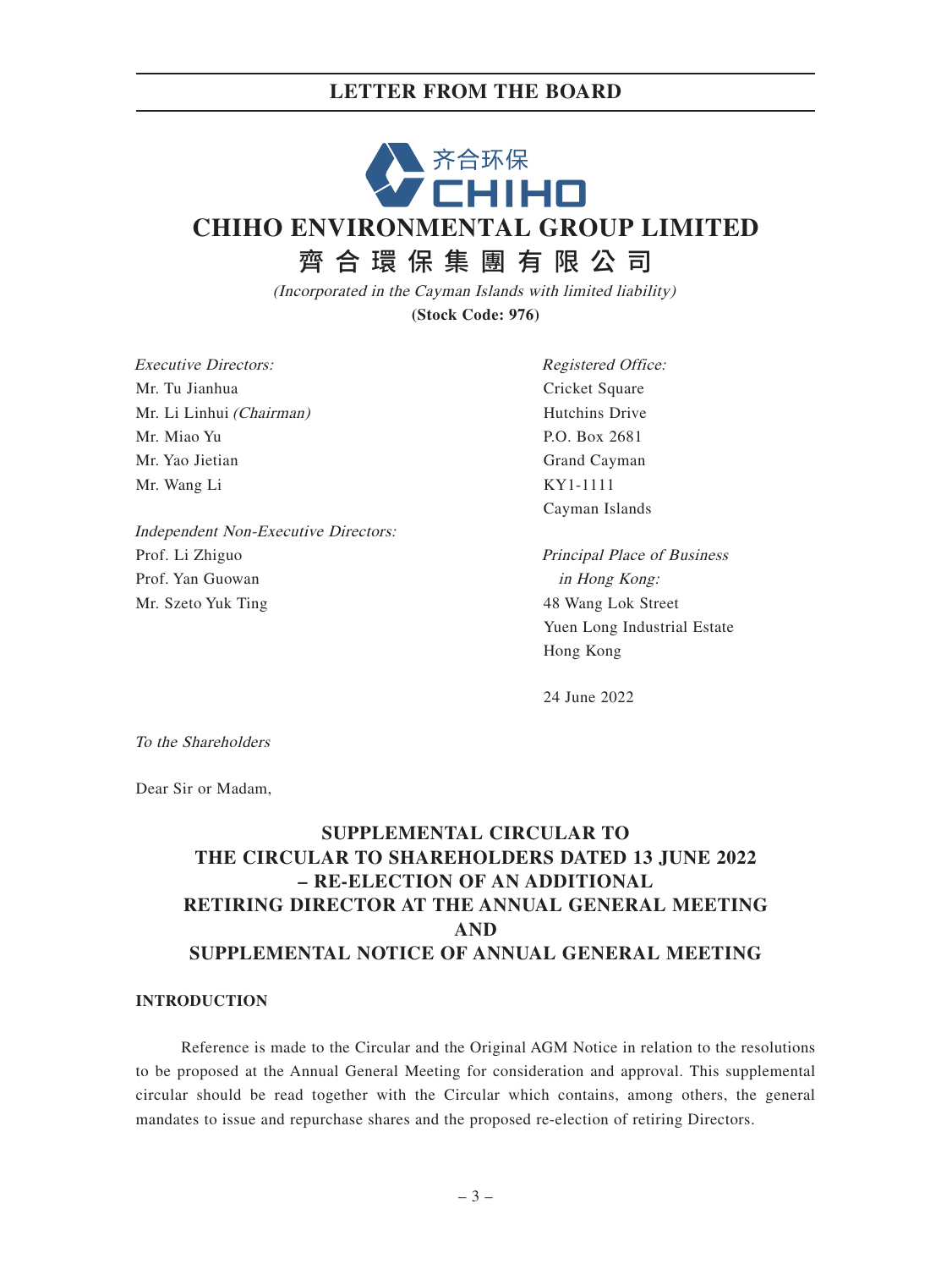# LETTER FROM THE BOARD

齐合环保
CHIHO

# CHIHO ENVIRONMENTAL GROUP LIMITED

# 齊合環保集團有限公司

*(Incorporated in the Cayman Islands with limited liability)*

**(Stock Code: 976)**

*Executive Directors:*
Mr. Tu Jianhua
Mr. Li Linhui *(Chairman)*
Mr. Miao Yu
Mr. Yao Jietian
Mr. Wang Li

*Independent Non-Executive Directors:*
Prof. Li Zhiguo
Prof. Yan Guowan
Mr. Szeto Yuk Ting

*Registered Office:*
Cricket Square
Hutchins Drive
P.O. Box 2681
Grand Cayman
KY1-1111
Cayman Islands

*Principal Place of Business in Hong Kong:*
48 Wang Lok Street
Yuen Long Industrial Estate
Hong Kong

24 June 2022

*To the Shareholders*

Dear Sir or Madam,

## SUPPLEMENTAL CIRCULAR TO THE CIRCULAR TO SHAREHOLDERS DATED 13 JUNE 2022 – RE-ELECTION OF AN ADDITIONAL RETIRING DIRECTOR AT THE ANNUAL GENERAL MEETING AND SUPPLEMENTAL NOTICE OF ANNUAL GENERAL MEETING

### INTRODUCTION

Reference is made to the Circular and the Original AGM Notice in relation to the resolutions to be proposed at the Annual General Meeting for consideration and approval. This supplemental circular should be read together with the Circular which contains, among others, the general mandates to issue and repurchase shares and the proposed re-election of retiring Directors.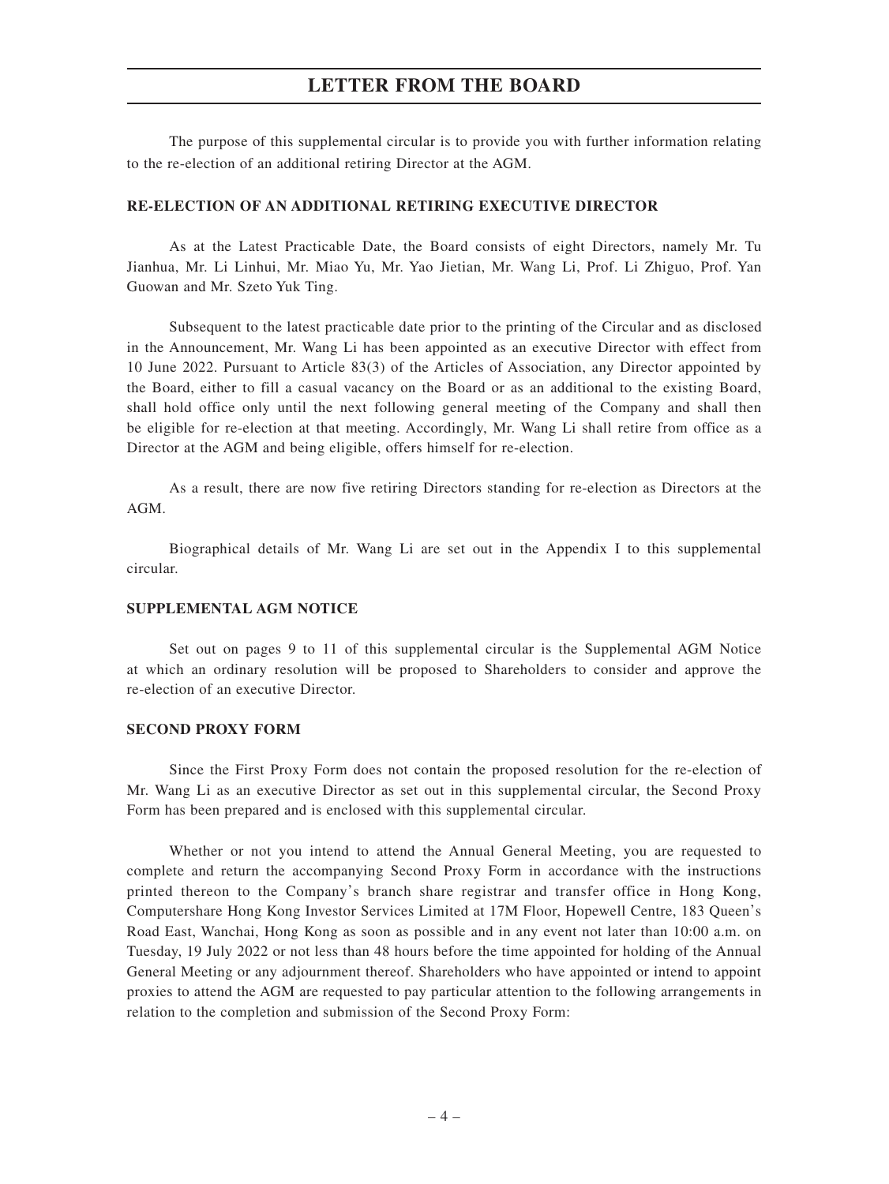# LETTER FROM THE BOARD

The purpose of this supplemental circular is to provide you with further information relating to the re-election of an additional retiring Director at the AGM.

**RE-ELECTION OF AN ADDITIONAL RETIRING EXECUTIVE DIRECTOR**

As at the Latest Practicable Date, the Board consists of eight Directors, namely Mr. Tu Jianhua, Mr. Li Linhui, Mr. Miao Yu, Mr. Yao Jietian, Mr. Wang Li, Prof. Li Zhiguo, Prof. Yan Guowan and Mr. Szeto Yuk Ting.

Subsequent to the latest practicable date prior to the printing of the Circular and as disclosed in the Announcement, Mr. Wang Li has been appointed as an executive Director with effect from 10 June 2022. Pursuant to Article 83(3) of the Articles of Association, any Director appointed by the Board, either to fill a casual vacancy on the Board or as an additional to the existing Board, shall hold office only until the next following general meeting of the Company and shall then be eligible for re-election at that meeting. Accordingly, Mr. Wang Li shall retire from office as a Director at the AGM and being eligible, offers himself for re-election.

As a result, there are now five retiring Directors standing for re-election as Directors at the AGM.

Biographical details of Mr. Wang Li are set out in the Appendix I to this supplemental circular.

**SUPPLEMENTAL AGM NOTICE**

Set out on pages 9 to 11 of this supplemental circular is the Supplemental AGM Notice at which an ordinary resolution will be proposed to Shareholders to consider and approve the re-election of an executive Director.

**SECOND PROXY FORM**

Since the First Proxy Form does not contain the proposed resolution for the re-election of Mr. Wang Li as an executive Director as set out in this supplemental circular, the Second Proxy Form has been prepared and is enclosed with this supplemental circular.

Whether or not you intend to attend the Annual General Meeting, you are requested to complete and return the accompanying Second Proxy Form in accordance with the instructions printed thereon to the Company's branch share registrar and transfer office in Hong Kong, Computershare Hong Kong Investor Services Limited at 17M Floor, Hopewell Centre, 183 Queen's Road East, Wanchai, Hong Kong as soon as possible and in any event not later than 10:00 a.m. on Tuesday, 19 July 2022 or not less than 48 hours before the time appointed for holding of the Annual General Meeting or any adjournment thereof. Shareholders who have appointed or intend to appoint proxies to attend the AGM are requested to pay particular attention to the following arrangements in relation to the completion and submission of the Second Proxy Form: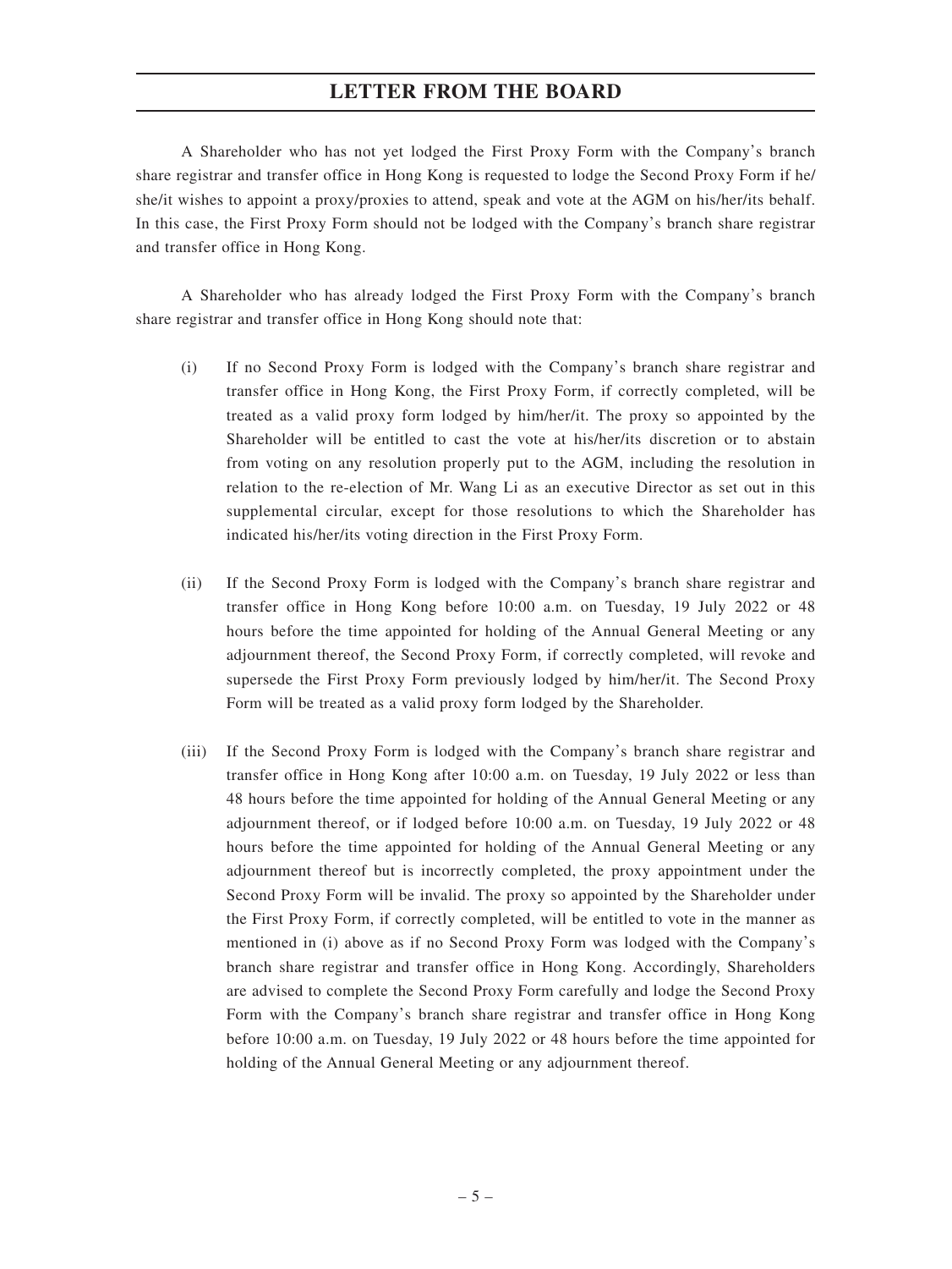# LETTER FROM THE BOARD

A Shareholder who has not yet lodged the First Proxy Form with the Company's branch share registrar and transfer office in Hong Kong is requested to lodge the Second Proxy Form if he/she/it wishes to appoint a proxy/proxies to attend, speak and vote at the AGM on his/her/its behalf. In this case, the First Proxy Form should not be lodged with the Company's branch share registrar and transfer office in Hong Kong.

A Shareholder who has already lodged the First Proxy Form with the Company's branch share registrar and transfer office in Hong Kong should note that:

(i) If no Second Proxy Form is lodged with the Company's branch share registrar and transfer office in Hong Kong, the First Proxy Form, if correctly completed, will be treated as a valid proxy form lodged by him/her/it. The proxy so appointed by the Shareholder will be entitled to cast the vote at his/her/its discretion or to abstain from voting on any resolution properly put to the AGM, including the resolution in relation to the re-election of Mr. Wang Li as an executive Director as set out in this supplemental circular, except for those resolutions to which the Shareholder has indicated his/her/its voting direction in the First Proxy Form.

(ii) If the Second Proxy Form is lodged with the Company's branch share registrar and transfer office in Hong Kong before 10:00 a.m. on Tuesday, 19 July 2022 or 48 hours before the time appointed for holding of the Annual General Meeting or any adjournment thereof, the Second Proxy Form, if correctly completed, will revoke and supersede the First Proxy Form previously lodged by him/her/it. The Second Proxy Form will be treated as a valid proxy form lodged by the Shareholder.

(iii) If the Second Proxy Form is lodged with the Company's branch share registrar and transfer office in Hong Kong after 10:00 a.m. on Tuesday, 19 July 2022 or less than 48 hours before the time appointed for holding of the Annual General Meeting or any adjournment thereof, or if lodged before 10:00 a.m. on Tuesday, 19 July 2022 or 48 hours before the time appointed for holding of the Annual General Meeting or any adjournment thereof but is incorrectly completed, the proxy appointment under the Second Proxy Form will be invalid. The proxy so appointed by the Shareholder under the First Proxy Form, if correctly completed, will be entitled to vote in the manner as mentioned in (i) above as if no Second Proxy Form was lodged with the Company's branch share registrar and transfer office in Hong Kong. Accordingly, Shareholders are advised to complete the Second Proxy Form carefully and lodge the Second Proxy Form with the Company's branch share registrar and transfer office in Hong Kong before 10:00 a.m. on Tuesday, 19 July 2022 or 48 hours before the time appointed for holding of the Annual General Meeting or any adjournment thereof.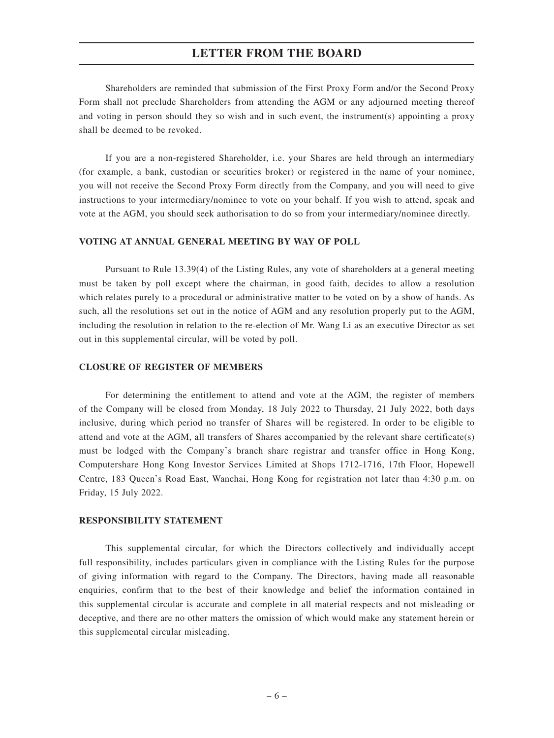Shareholders are reminded that submission of the First Proxy Form and/or the Second Proxy Form shall not preclude Shareholders from attending the AGM or any adjourned meeting thereof and voting in person should they so wish and in such event, the instrument(s) appointing a proxy shall be deemed to be revoked.

If you are a non-registered Shareholder, i.e. your Shares are held through an intermediary (for example, a bank, custodian or securities broker) or registered in the name of your nominee, you will not receive the Second Proxy Form directly from the Company, and you will need to give instructions to your intermediary/nominee to vote on your behalf. If you wish to attend, speak and vote at the AGM, you should seek authorisation to do so from your intermediary/nominee directly.

**VOTING AT ANNUAL GENERAL MEETING BY WAY OF POLL**

Pursuant to Rule 13.39(4) of the Listing Rules, any vote of shareholders at a general meeting must be taken by poll except where the chairman, in good faith, decides to allow a resolution which relates purely to a procedural or administrative matter to be voted on by a show of hands. As such, all the resolutions set out in the notice of AGM and any resolution properly put to the AGM, including the resolution in relation to the re-election of Mr. Wang Li as an executive Director as set out in this supplemental circular, will be voted by poll.

**CLOSURE OF REGISTER OF MEMBERS**

For determining the entitlement to attend and vote at the AGM, the register of members of the Company will be closed from Monday, 18 July 2022 to Thursday, 21 July 2022, both days inclusive, during which period no transfer of Shares will be registered. In order to be eligible to attend and vote at the AGM, all transfers of Shares accompanied by the relevant share certificate(s) must be lodged with the Company's branch share registrar and transfer office in Hong Kong, Computershare Hong Kong Investor Services Limited at Shops 1712-1716, 17th Floor, Hopewell Centre, 183 Queen's Road East, Wanchai, Hong Kong for registration not later than 4:30 p.m. on Friday, 15 July 2022.

**RESPONSIBILITY STATEMENT**

This supplemental circular, for which the Directors collectively and individually accept full responsibility, includes particulars given in compliance with the Listing Rules for the purpose of giving information with regard to the Company. The Directors, having made all reasonable enquiries, confirm that to the best of their knowledge and belief the information contained in this supplemental circular is accurate and complete in all material respects and not misleading or deceptive, and there are no other matters the omission of which would make any statement herein or this supplemental circular misleading.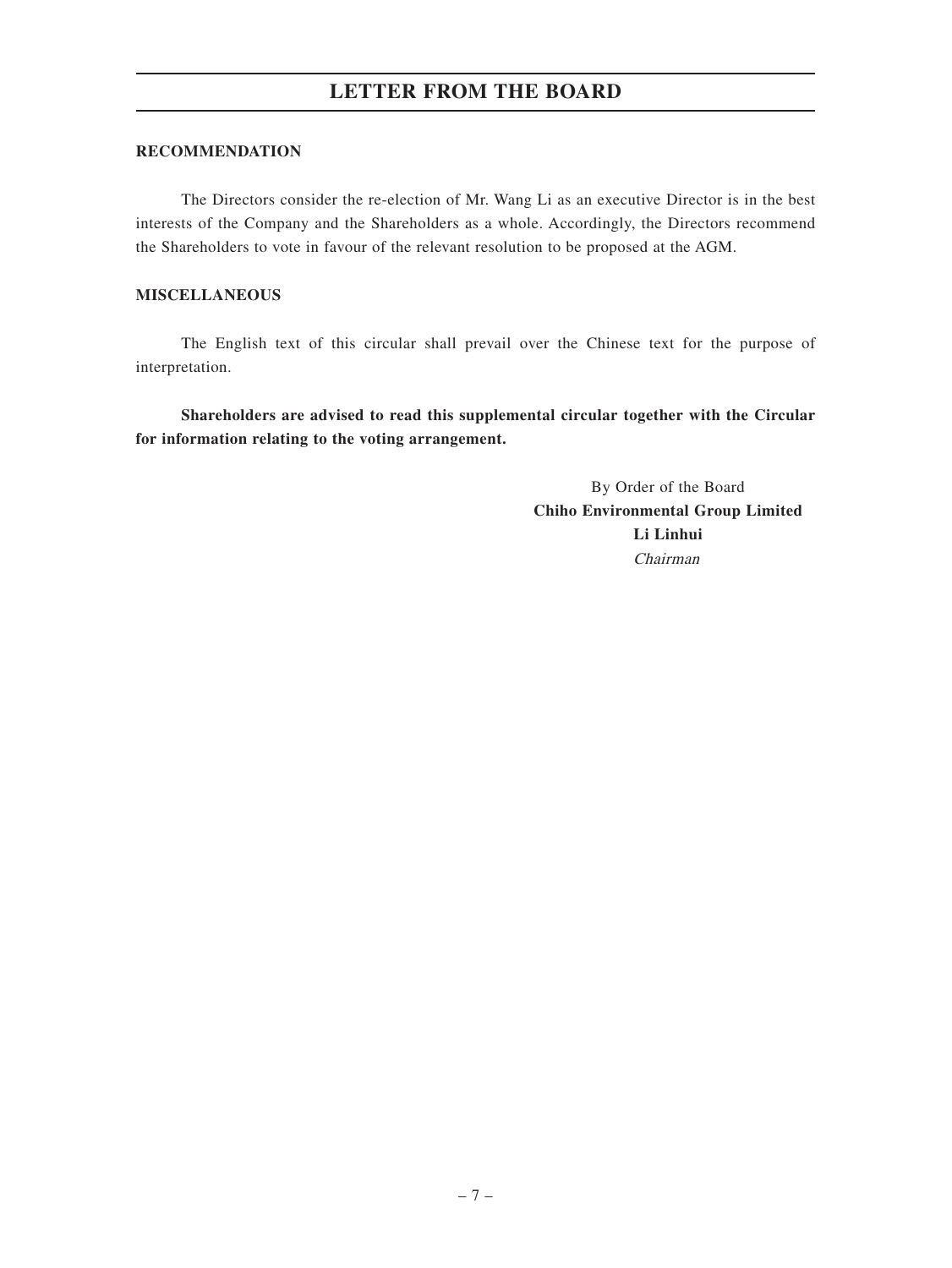# LETTER FROM THE BOARD

## RECOMMENDATION

The Directors consider the re-election of Mr. Wang Li as an executive Director is in the best interests of the Company and the Shareholders as a whole. Accordingly, the Directors recommend the Shareholders to vote in favour of the relevant resolution to be proposed at the AGM.

## MISCELLANEOUS

The English text of this circular shall prevail over the Chinese text for the purpose of interpretation.

**Shareholders are advised to read this supplemental circular together with the Circular for information relating to the voting arrangement.**

By Order of the Board
**Chiho Environmental Group Limited**
**Li Linhui**
*Chairman*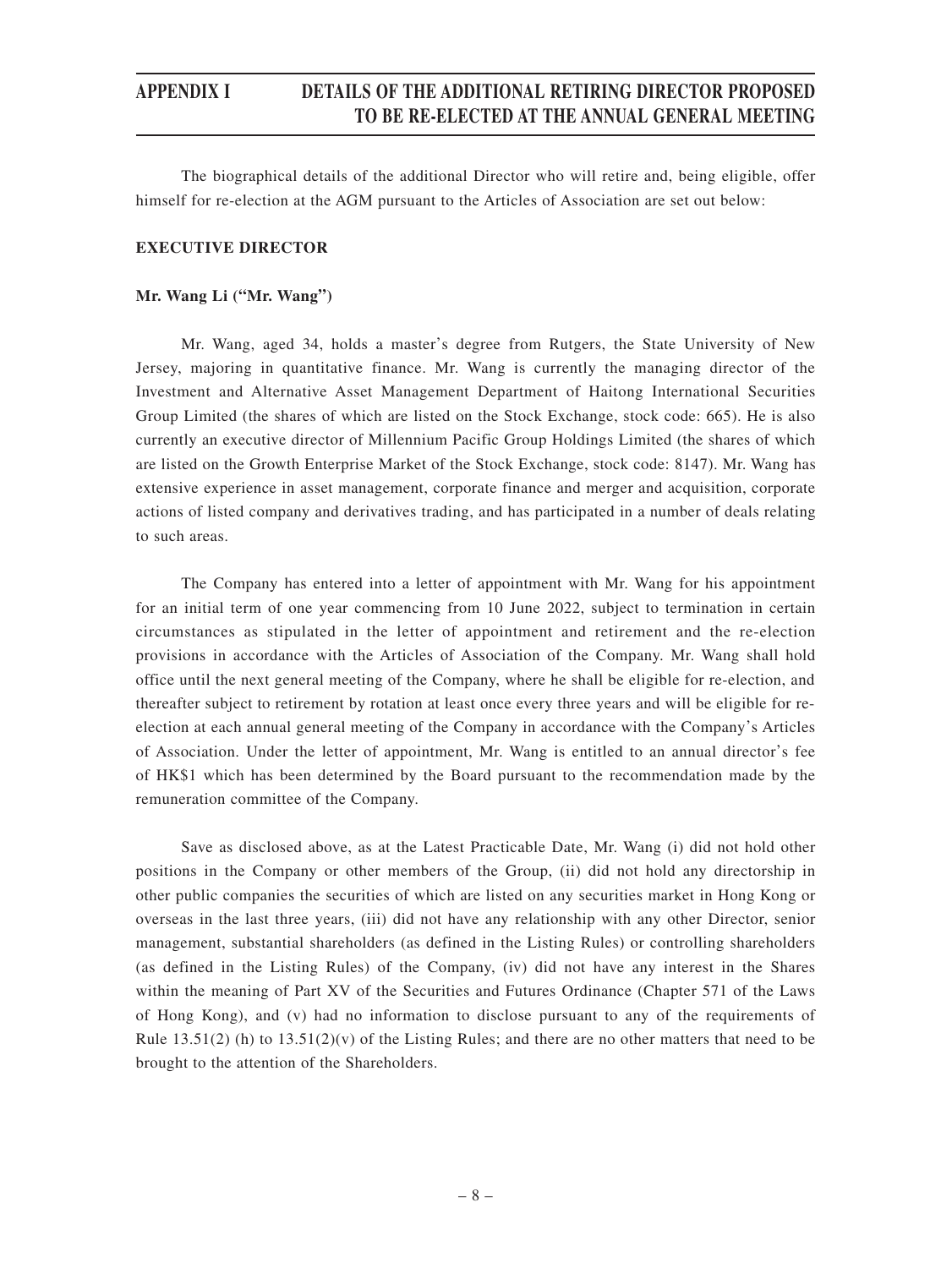# APPENDIX I DETAILS OF THE ADDITIONAL RETIRING DIRECTOR PROPOSED TO BE RE-ELECTED AT THE ANNUAL GENERAL MEETING

The biographical details of the additional Director who will retire and, being eligible, offer himself for re-election at the AGM pursuant to the Articles of Association are set out below:

## EXECUTIVE DIRECTOR

### Mr. Wang Li ("Mr. Wang")

Mr. Wang, aged 34, holds a master's degree from Rutgers, the State University of New Jersey, majoring in quantitative finance. Mr. Wang is currently the managing director of the Investment and Alternative Asset Management Department of Haitong International Securities Group Limited (the shares of which are listed on the Stock Exchange, stock code: 665). He is also currently an executive director of Millennium Pacific Group Holdings Limited (the shares of which are listed on the Growth Enterprise Market of the Stock Exchange, stock code: 8147). Mr. Wang has extensive experience in asset management, corporate finance and merger and acquisition, corporate actions of listed company and derivatives trading, and has participated in a number of deals relating to such areas.

The Company has entered into a letter of appointment with Mr. Wang for his appointment for an initial term of one year commencing from 10 June 2022, subject to termination in certain circumstances as stipulated in the letter of appointment and retirement and the re-election provisions in accordance with the Articles of Association of the Company. Mr. Wang shall hold office until the next general meeting of the Company, where he shall be eligible for re-election, and thereafter subject to retirement by rotation at least once every three years and will be eligible for re-election at each annual general meeting of the Company in accordance with the Company's Articles of Association. Under the letter of appointment, Mr. Wang is entitled to an annual director's fee of HK$1 which has been determined by the Board pursuant to the recommendation made by the remuneration committee of the Company.

Save as disclosed above, as at the Latest Practicable Date, Mr. Wang (i) did not hold other positions in the Company or other members of the Group, (ii) did not hold any directorship in other public companies the securities of which are listed on any securities market in Hong Kong or overseas in the last three years, (iii) did not have any relationship with any other Director, senior management, substantial shareholders (as defined in the Listing Rules) or controlling shareholders (as defined in the Listing Rules) of the Company, (iv) did not have any interest in the Shares within the meaning of Part XV of the Securities and Futures Ordinance (Chapter 571 of the Laws of Hong Kong), and (v) had no information to disclose pursuant to any of the requirements of Rule 13.51(2) (h) to 13.51(2)(v) of the Listing Rules; and there are no other matters that need to be brought to the attention of the Shareholders.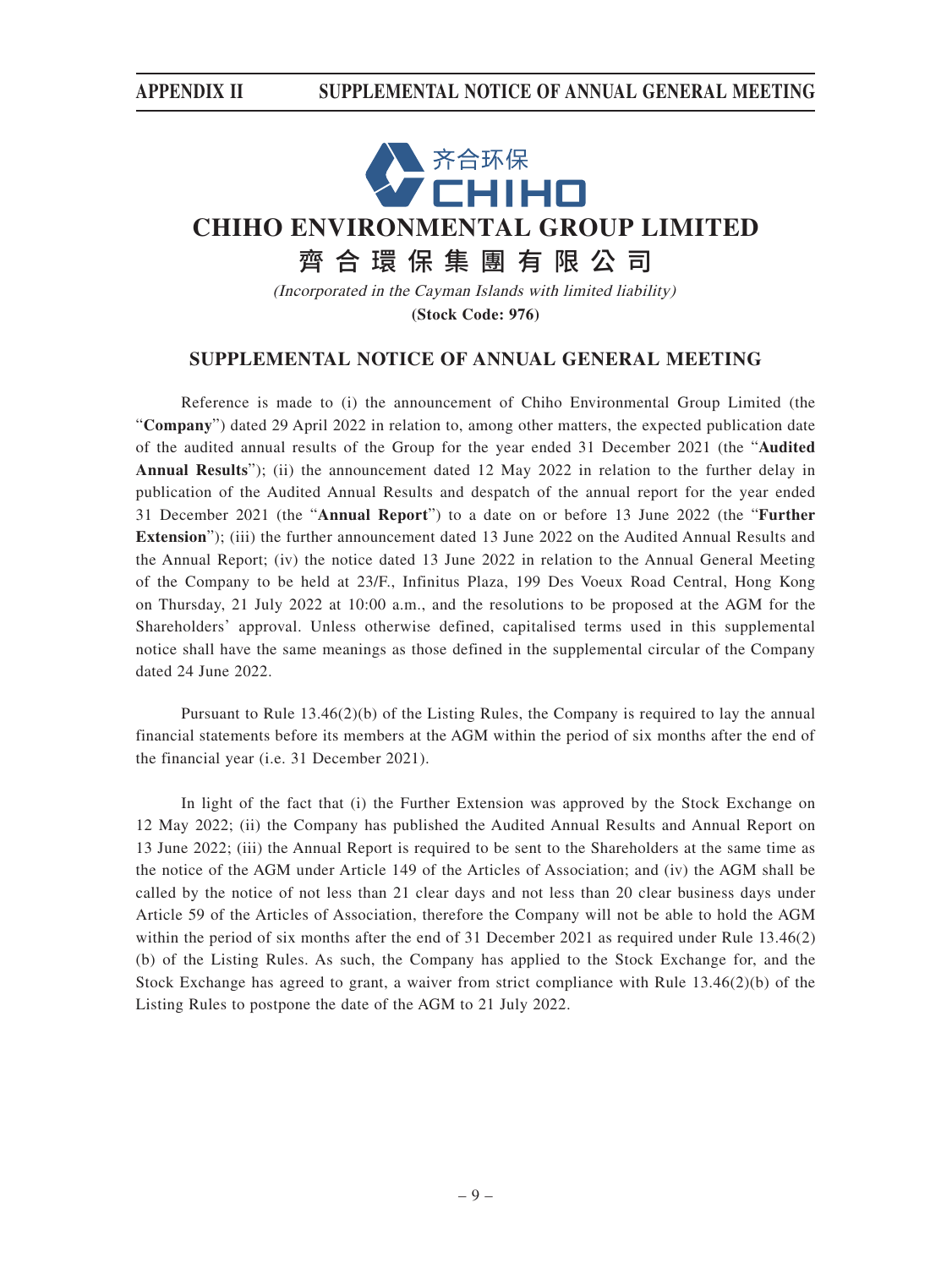# CHIHO ENVIRONMENTAL GROUP LIMITED

# 齊合環保集團有限公司

*(Incorporated in the Cayman Islands with limited liability)*

**(Stock Code: 976)**

## SUPPLEMENTAL NOTICE OF ANNUAL GENERAL MEETING

Reference is made to (i) the announcement of Chiho Environmental Group Limited (the "**Company**") dated 29 April 2022 in relation to, among other matters, the expected publication date of the audited annual results of the Group for the year ended 31 December 2021 (the "**Audited Annual Results**"); (ii) the announcement dated 12 May 2022 in relation to the further delay in publication of the Audited Annual Results and despatch of the annual report for the year ended 31 December 2021 (the "**Annual Report**") to a date on or before 13 June 2022 (the "**Further Extension**"); (iii) the further announcement dated 13 June 2022 on the Audited Annual Results and the Annual Report; (iv) the notice dated 13 June 2022 in relation to the Annual General Meeting of the Company to be held at 23/F., Infinitus Plaza, 199 Des Voeux Road Central, Hong Kong on Thursday, 21 July 2022 at 10:00 a.m., and the resolutions to be proposed at the AGM for the Shareholders' approval. Unless otherwise defined, capitalised terms used in this supplemental notice shall have the same meanings as those defined in the supplemental circular of the Company dated 24 June 2022.

Pursuant to Rule 13.46(2)(b) of the Listing Rules, the Company is required to lay the annual financial statements before its members at the AGM within the period of six months after the end of the financial year (i.e. 31 December 2021).

In light of the fact that (i) the Further Extension was approved by the Stock Exchange on 12 May 2022; (ii) the Company has published the Audited Annual Results and Annual Report on 13 June 2022; (iii) the Annual Report is required to be sent to the Shareholders at the same time as the notice of the AGM under Article 149 of the Articles of Association; and (iv) the AGM shall be called by the notice of not less than 21 clear days and not less than 20 clear business days under Article 59 of the Articles of Association, therefore the Company will not be able to hold the AGM within the period of six months after the end of 31 December 2021 as required under Rule 13.46(2)(b) of the Listing Rules. As such, the Company has applied to the Stock Exchange for, and the Stock Exchange has agreed to grant, a waiver from strict compliance with Rule 13.46(2)(b) of the Listing Rules to postpone the date of the AGM to 21 July 2022.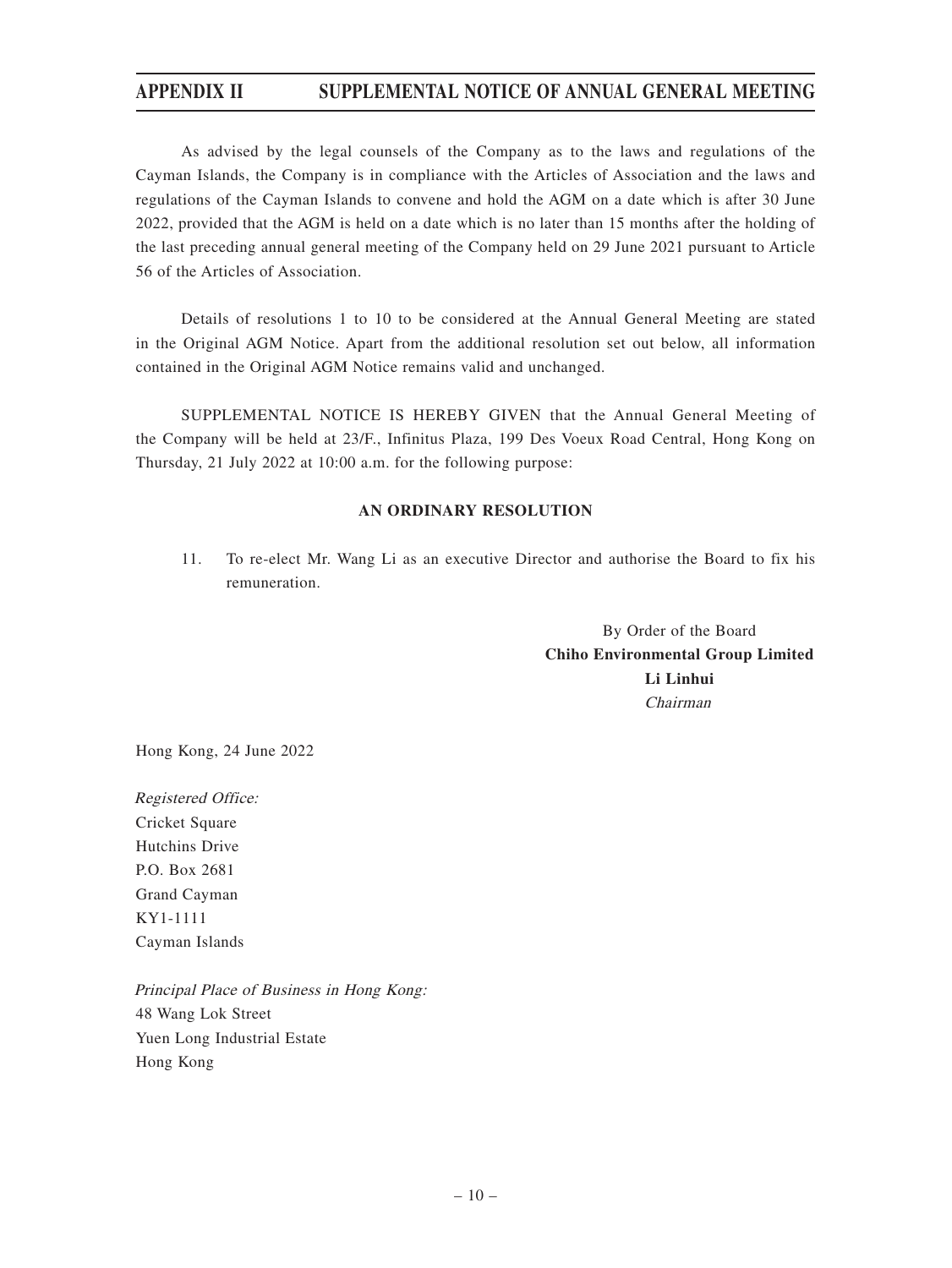As advised by the legal counsels of the Company as to the laws and regulations of the Cayman Islands, the Company is in compliance with the Articles of Association and the laws and regulations of the Cayman Islands to convene and hold the AGM on a date which is after 30 June 2022, provided that the AGM is held on a date which is no later than 15 months after the holding of the last preceding annual general meeting of the Company held on 29 June 2021 pursuant to Article 56 of the Articles of Association.

Details of resolutions 1 to 10 to be considered at the Annual General Meeting are stated in the Original AGM Notice. Apart from the additional resolution set out below, all information contained in the Original AGM Notice remains valid and unchanged.

SUPPLEMENTAL NOTICE IS HEREBY GIVEN that the Annual General Meeting of the Company will be held at 23/F., Infinitus Plaza, 199 Des Voeux Road Central, Hong Kong on Thursday, 21 July 2022 at 10:00 a.m. for the following purpose:

**AN ORDINARY RESOLUTION**

11. To re-elect Mr. Wang Li as an executive Director and authorise the Board to fix his remuneration.

By Order of the Board
**Chiho Environmental Group Limited**
**Li Linhui**
*Chairman*

Hong Kong, 24 June 2022

*Registered Office:*
Cricket Square
Hutchins Drive
P.O. Box 2681
Grand Cayman
KY1-1111
Cayman Islands

*Principal Place of Business in Hong Kong:*
48 Wang Lok Street
Yuen Long Industrial Estate
Hong Kong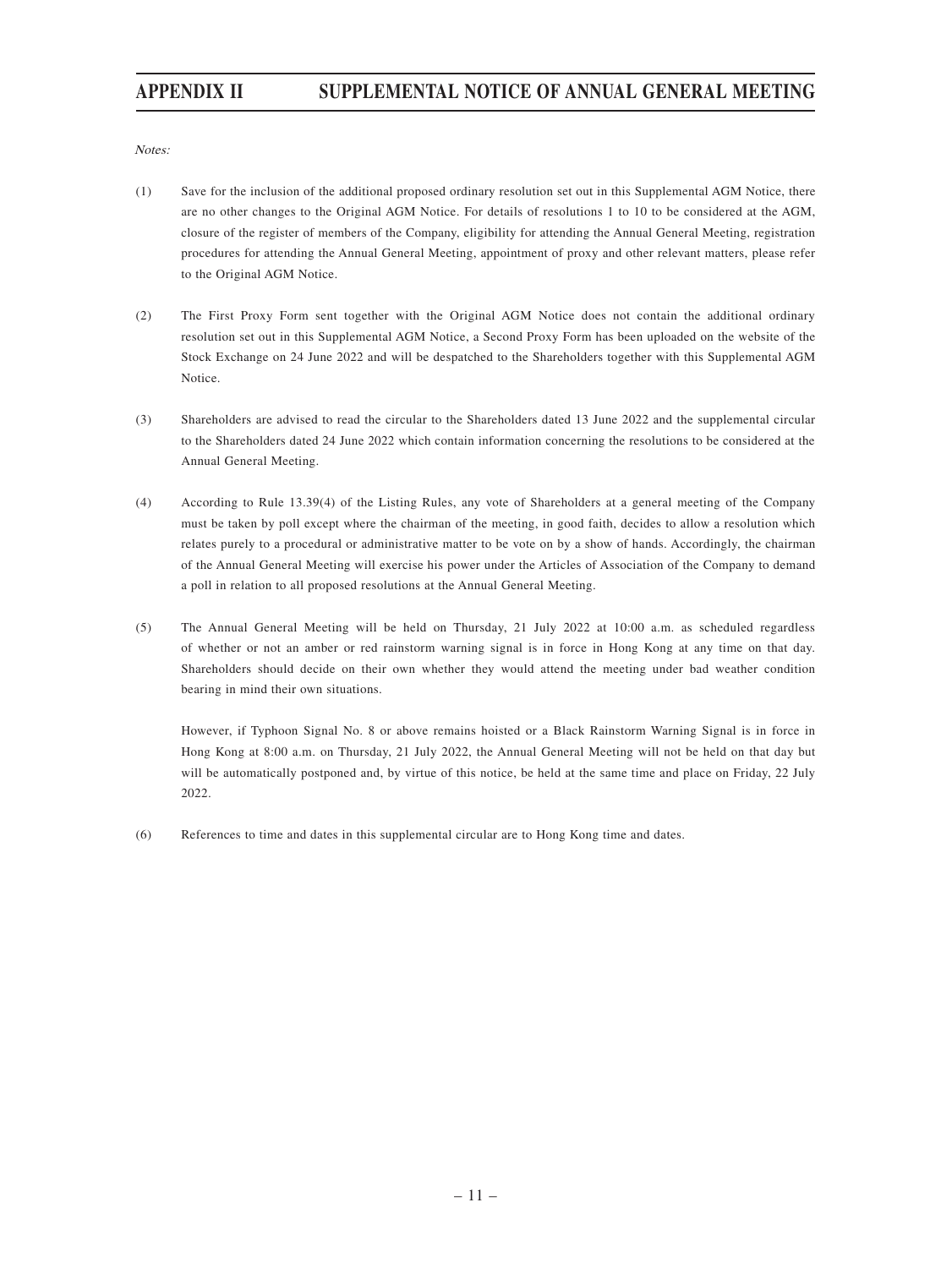*Notes:*

(1) Save for the inclusion of the additional proposed ordinary resolution set out in this Supplemental AGM Notice, there are no other changes to the Original AGM Notice. For details of resolutions 1 to 10 to be considered at the AGM, closure of the register of members of the Company, eligibility for attending the Annual General Meeting, registration procedures for attending the Annual General Meeting, appointment of proxy and other relevant matters, please refer to the Original AGM Notice.

(2) The First Proxy Form sent together with the Original AGM Notice does not contain the additional ordinary resolution set out in this Supplemental AGM Notice, a Second Proxy Form has been uploaded on the website of the Stock Exchange on 24 June 2022 and will be despatched to the Shareholders together with this Supplemental AGM Notice.

(3) Shareholders are advised to read the circular to the Shareholders dated 13 June 2022 and the supplemental circular to the Shareholders dated 24 June 2022 which contain information concerning the resolutions to be considered at the Annual General Meeting.

(4) According to Rule 13.39(4) of the Listing Rules, any vote of Shareholders at a general meeting of the Company must be taken by poll except where the chairman of the meeting, in good faith, decides to allow a resolution which relates purely to a procedural or administrative matter to be vote on by a show of hands. Accordingly, the chairman of the Annual General Meeting will exercise his power under the Articles of Association of the Company to demand a poll in relation to all proposed resolutions at the Annual General Meeting.

(5) The Annual General Meeting will be held on Thursday, 21 July 2022 at 10:00 a.m. as scheduled regardless of whether or not an amber or red rainstorm warning signal is in force in Hong Kong at any time on that day. Shareholders should decide on their own whether they would attend the meeting under bad weather condition bearing in mind their own situations.

    However, if Typhoon Signal No. 8 or above remains hoisted or a Black Rainstorm Warning Signal is in force in Hong Kong at 8:00 a.m. on Thursday, 21 July 2022, the Annual General Meeting will not be held on that day but will be automatically postponed and, by virtue of this notice, be held at the same time and place on Friday, 22 July 2022.

(6) References to time and dates in this supplemental circular are to Hong Kong time and dates.